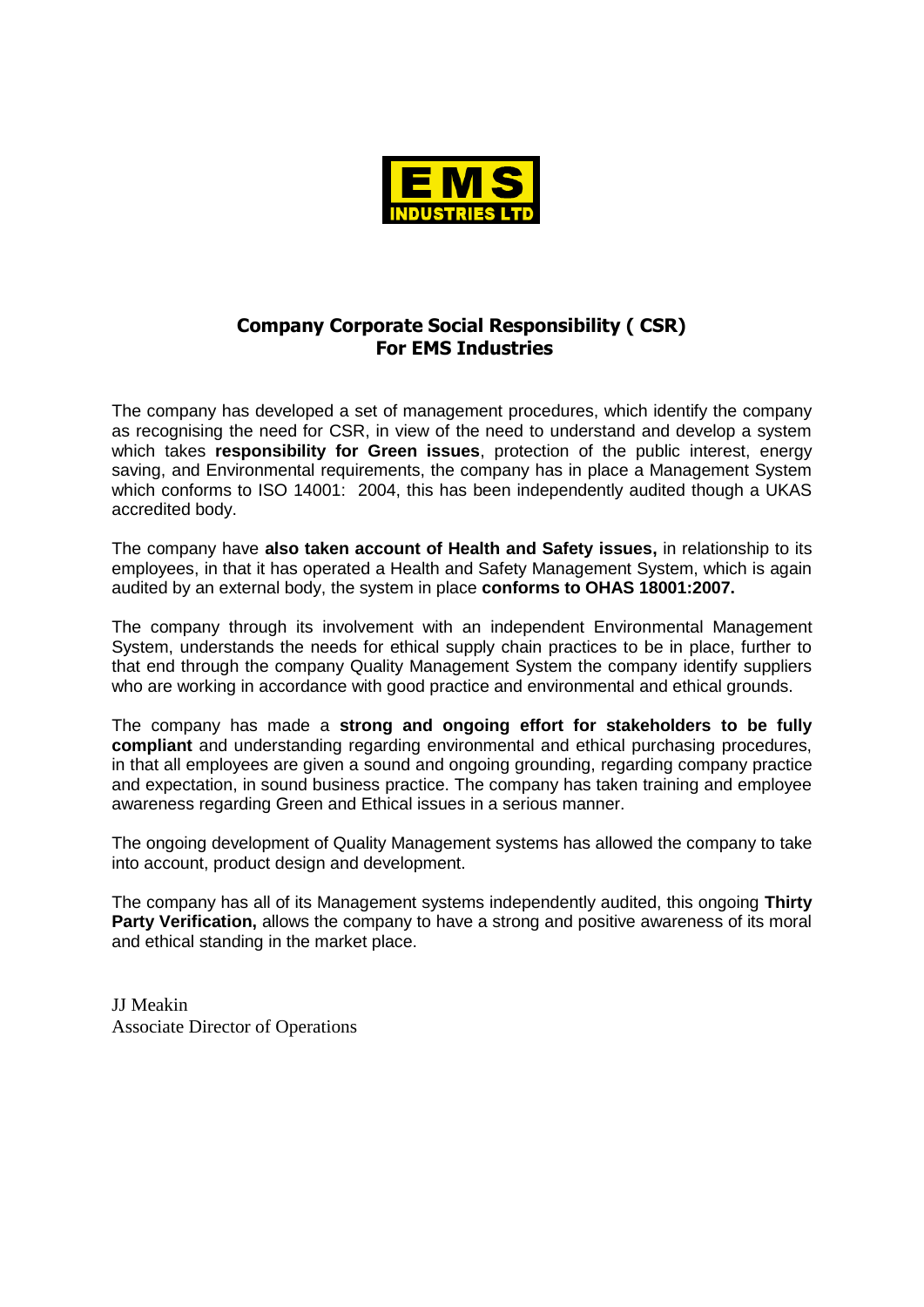EMS
INDUSTRIES LTD

## Company Corporate Social Responsibility ( CSR)
## For EMS Industries

The company has developed a set of management procedures, which identify the company as recognising the need for CSR, in view of the need to understand and develop a system which takes **responsibility for Green issues**, protection of the public interest, energy saving, and Environmental requirements, the company has in place a Management System which conforms to ISO 14001: 2004, this has been independently audited though a UKAS accredited body.

The company have **also taken account of Health and Safety issues,** in relationship to its employees, in that it has operated a Health and Safety Management System, which is again audited by an external body, the system in place **conforms to OHAS 18001:2007.**

The company through its involvement with an independent Environmental Management System, understands the needs for ethical supply chain practices to be in place, further to that end through the company Quality Management System the company identify suppliers who are working in accordance with good practice and environmental and ethical grounds.

The company has made a **strong and ongoing effort for stakeholders to be fully compliant** and understanding regarding environmental and ethical purchasing procedures, in that all employees are given a sound and ongoing grounding, regarding company practice and expectation, in sound business practice. The company has taken training and employee awareness regarding Green and Ethical issues in a serious manner.

The ongoing development of Quality Management systems has allowed the company to take into account, product design and development.

The company has all of its Management systems independently audited, this ongoing **Thirty Party Verification,** allows the company to have a strong and positive awareness of its moral and ethical standing in the market place.

JJ Meakin
Associate Director of Operations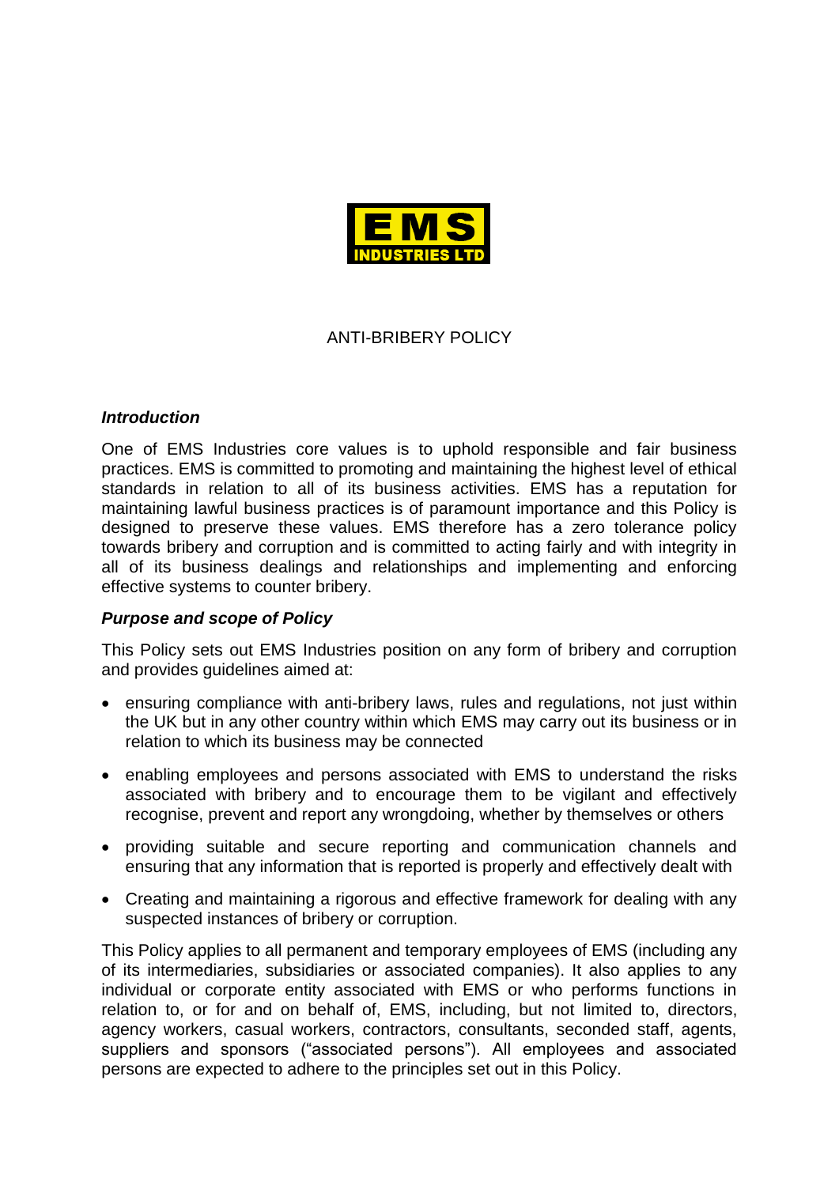EMS INDUSTRIES LTD

# ANTI-BRIBERY POLICY

## *Introduction*

One of EMS Industries core values is to uphold responsible and fair business practices. EMS is committed to promoting and maintaining the highest level of ethical standards in relation to all of its business activities. EMS has a reputation for maintaining lawful business practices is of paramount importance and this Policy is designed to preserve these values. EMS therefore has a zero tolerance policy towards bribery and corruption and is committed to acting fairly and with integrity in all of its business dealings and relationships and implementing and enforcing effective systems to counter bribery.

## *Purpose and scope of Policy*

This Policy sets out EMS Industries position on any form of bribery and corruption and provides guidelines aimed at:

- ensuring compliance with anti-bribery laws, rules and regulations, not just within the UK but in any other country within which EMS may carry out its business or in relation to which its business may be connected
- enabling employees and persons associated with EMS to understand the risks associated with bribery and to encourage them to be vigilant and effectively recognise, prevent and report any wrongdoing, whether by themselves or others
- providing suitable and secure reporting and communication channels and ensuring that any information that is reported is properly and effectively dealt with
- Creating and maintaining a rigorous and effective framework for dealing with any suspected instances of bribery or corruption.

This Policy applies to all permanent and temporary employees of EMS (including any of its intermediaries, subsidiaries or associated companies). It also applies to any individual or corporate entity associated with EMS or who performs functions in relation to, or for and on behalf of, EMS, including, but not limited to, directors, agency workers, casual workers, contractors, consultants, seconded staff, agents, suppliers and sponsors ("associated persons"). All employees and associated persons are expected to adhere to the principles set out in this Policy.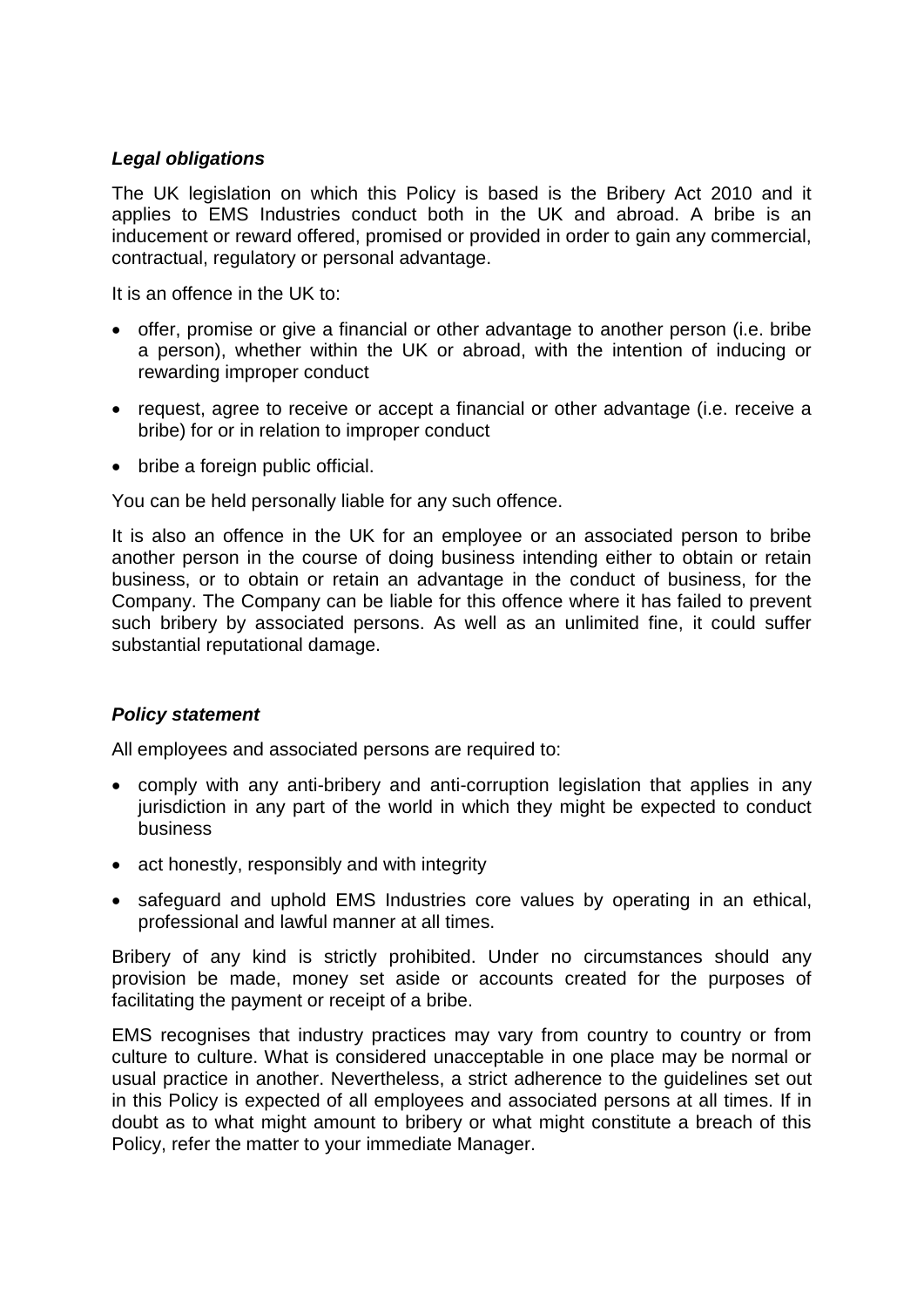***Legal obligations***

The UK legislation on which this Policy is based is the Bribery Act 2010 and it applies to EMS Industries conduct both in the UK and abroad. A bribe is an inducement or reward offered, promised or provided in order to gain any commercial, contractual, regulatory or personal advantage.

It is an offence in the UK to:

- offer, promise or give a financial or other advantage to another person (i.e. bribe a person), whether within the UK or abroad, with the intention of inducing or rewarding improper conduct
- request, agree to receive or accept a financial or other advantage (i.e. receive a bribe) for or in relation to improper conduct
- bribe a foreign public official.

You can be held personally liable for any such offence.

It is also an offence in the UK for an employee or an associated person to bribe another person in the course of doing business intending either to obtain or retain business, or to obtain or retain an advantage in the conduct of business, for the Company. The Company can be liable for this offence where it has failed to prevent such bribery by associated persons. As well as an unlimited fine, it could suffer substantial reputational damage.

***Policy statement***

All employees and associated persons are required to:

- comply with any anti-bribery and anti-corruption legislation that applies in any jurisdiction in any part of the world in which they might be expected to conduct business
- act honestly, responsibly and with integrity
- safeguard and uphold EMS Industries core values by operating in an ethical, professional and lawful manner at all times.

Bribery of any kind is strictly prohibited. Under no circumstances should any provision be made, money set aside or accounts created for the purposes of facilitating the payment or receipt of a bribe.

EMS recognises that industry practices may vary from country to country or from culture to culture. What is considered unacceptable in one place may be normal or usual practice in another. Nevertheless, a strict adherence to the guidelines set out in this Policy is expected of all employees and associated persons at all times. If in doubt as to what might amount to bribery or what might constitute a breach of this Policy, refer the matter to your immediate Manager.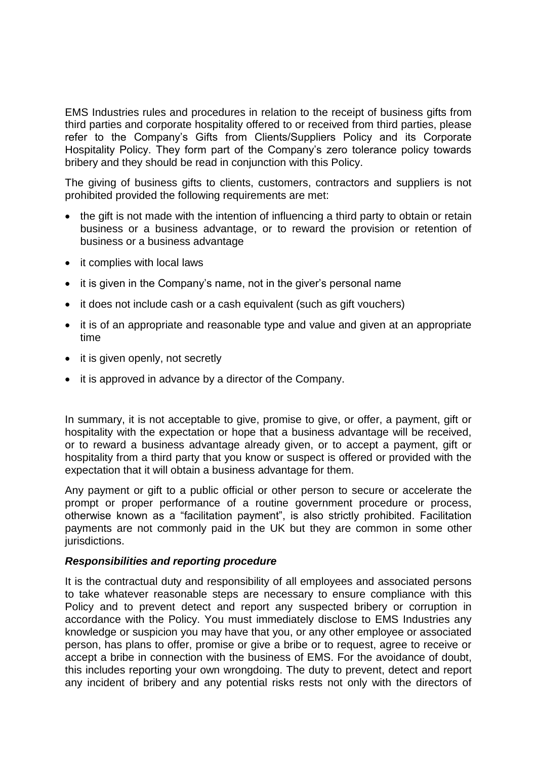EMS Industries rules and procedures in relation to the receipt of business gifts from third parties and corporate hospitality offered to or received from third parties, please refer to the Company's Gifts from Clients/Suppliers Policy and its Corporate Hospitality Policy. They form part of the Company's zero tolerance policy towards bribery and they should be read in conjunction with this Policy.

The giving of business gifts to clients, customers, contractors and suppliers is not prohibited provided the following requirements are met:

- the gift is not made with the intention of influencing a third party to obtain or retain business or a business advantage, or to reward the provision or retention of business or a business advantage
- it complies with local laws
- it is given in the Company's name, not in the giver's personal name
- it does not include cash or a cash equivalent (such as gift vouchers)
- it is of an appropriate and reasonable type and value and given at an appropriate time
- it is given openly, not secretly
- it is approved in advance by a director of the Company.

In summary, it is not acceptable to give, promise to give, or offer, a payment, gift or hospitality with the expectation or hope that a business advantage will be received, or to reward a business advantage already given, or to accept a payment, gift or hospitality from a third party that you know or suspect is offered or provided with the expectation that it will obtain a business advantage for them.

Any payment or gift to a public official or other person to secure or accelerate the prompt or proper performance of a routine government procedure or process, otherwise known as a "facilitation payment", is also strictly prohibited. Facilitation payments are not commonly paid in the UK but they are common in some other jurisdictions.

***Responsibilities and reporting procedure***

It is the contractual duty and responsibility of all employees and associated persons to take whatever reasonable steps are necessary to ensure compliance with this Policy and to prevent detect and report any suspected bribery or corruption in accordance with the Policy. You must immediately disclose to EMS Industries any knowledge or suspicion you may have that you, or any other employee or associated person, has plans to offer, promise or give a bribe or to request, agree to receive or accept a bribe in connection with the business of EMS. For the avoidance of doubt, this includes reporting your own wrongdoing. The duty to prevent, detect and report any incident of bribery and any potential risks rests not only with the directors of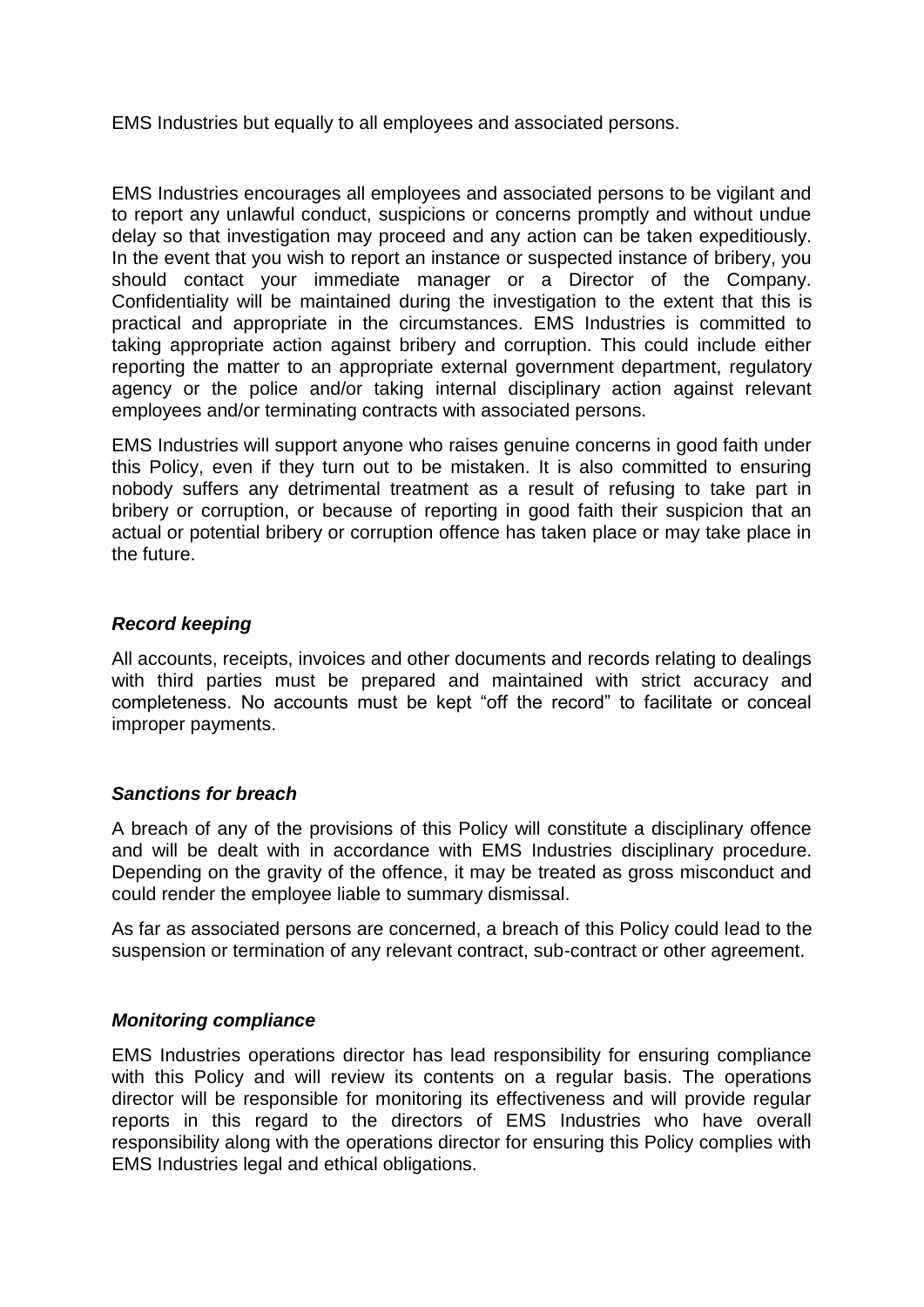EMS Industries but equally to all employees and associated persons.

EMS Industries encourages all employees and associated persons to be vigilant and to report any unlawful conduct, suspicions or concerns promptly and without undue delay so that investigation may proceed and any action can be taken expeditiously. In the event that you wish to report an instance or suspected instance of bribery, you should contact your immediate manager or a Director of the Company. Confidentiality will be maintained during the investigation to the extent that this is practical and appropriate in the circumstances. EMS Industries is committed to taking appropriate action against bribery and corruption. This could include either reporting the matter to an appropriate external government department, regulatory agency or the police and/or taking internal disciplinary action against relevant employees and/or terminating contracts with associated persons.

EMS Industries will support anyone who raises genuine concerns in good faith under this Policy, even if they turn out to be mistaken. It is also committed to ensuring nobody suffers any detrimental treatment as a result of refusing to take part in bribery or corruption, or because of reporting in good faith their suspicion that an actual or potential bribery or corruption offence has taken place or may take place in the future.

### *Record keeping*

All accounts, receipts, invoices and other documents and records relating to dealings with third parties must be prepared and maintained with strict accuracy and completeness. No accounts must be kept "off the record" to facilitate or conceal improper payments.

### *Sanctions for breach*

A breach of any of the provisions of this Policy will constitute a disciplinary offence and will be dealt with in accordance with EMS Industries disciplinary procedure. Depending on the gravity of the offence, it may be treated as gross misconduct and could render the employee liable to summary dismissal.

As far as associated persons are concerned, a breach of this Policy could lead to the suspension or termination of any relevant contract, sub-contract or other agreement.

### *Monitoring compliance*

EMS Industries operations director has lead responsibility for ensuring compliance with this Policy and will review its contents on a regular basis. The operations director will be responsible for monitoring its effectiveness and will provide regular reports in this regard to the directors of EMS Industries who have overall responsibility along with the operations director for ensuring this Policy complies with EMS Industries legal and ethical obligations.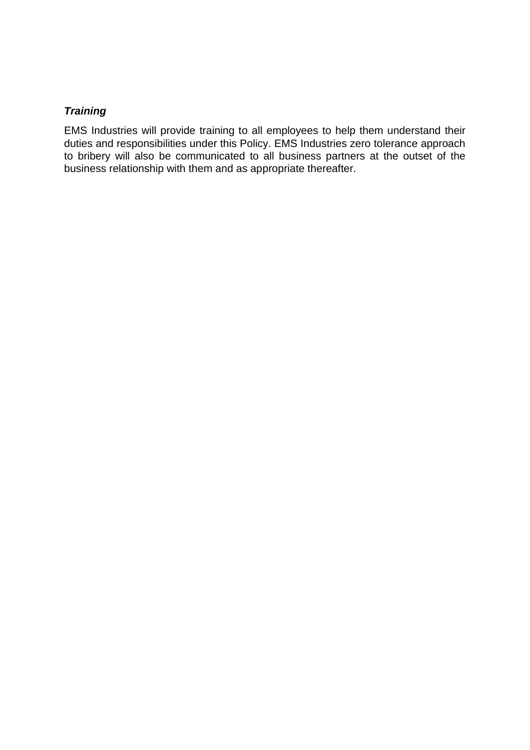***Training***

EMS Industries will provide training to all employees to help them understand their duties and responsibilities under this Policy. EMS Industries zero tolerance approach to bribery will also be communicated to all business partners at the outset of the business relationship with them and as appropriate thereafter.